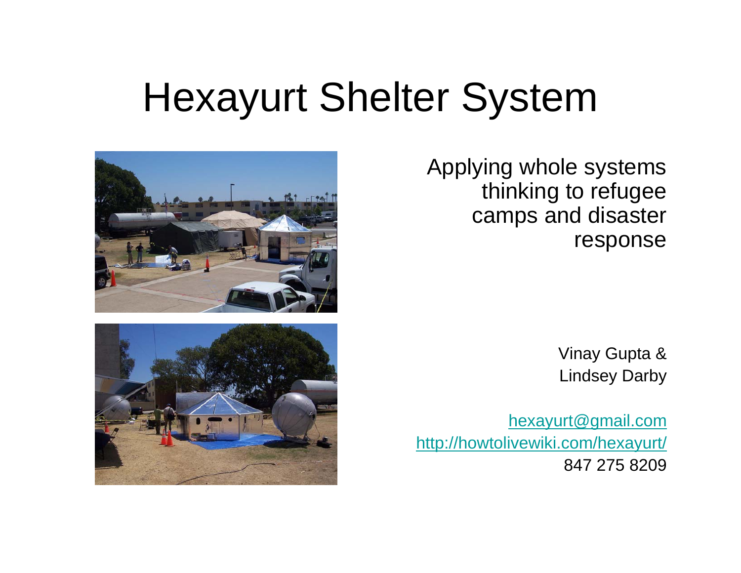# Hexayurt Shelter System

Applying whole systems thinking to refugee camps and disaster response

Vinay Gupta & Lindsey Darby

hexayurt@gmail.com
http://howtolivewiki.com/hexayurt/
847 275 8209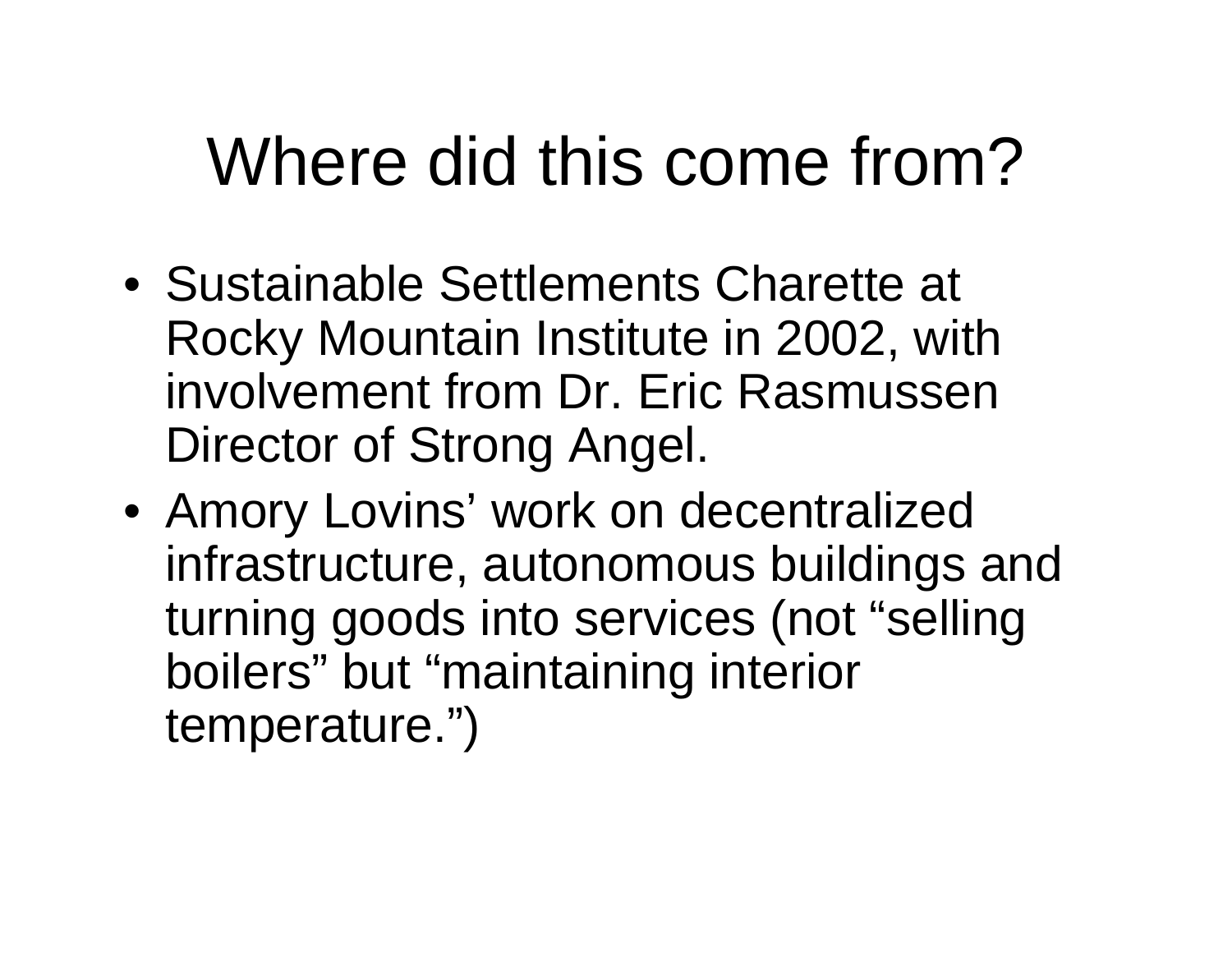# Where did this come from?

- Sustainable Settlements Charette at Rocky Mountain Institute in 2002, with involvement from Dr. Eric Rasmussen Director of Strong Angel.
- Amory Lovins' work on decentralized infrastructure, autonomous buildings and turning goods into services (not "selling boilers" but "maintaining interior temperature.")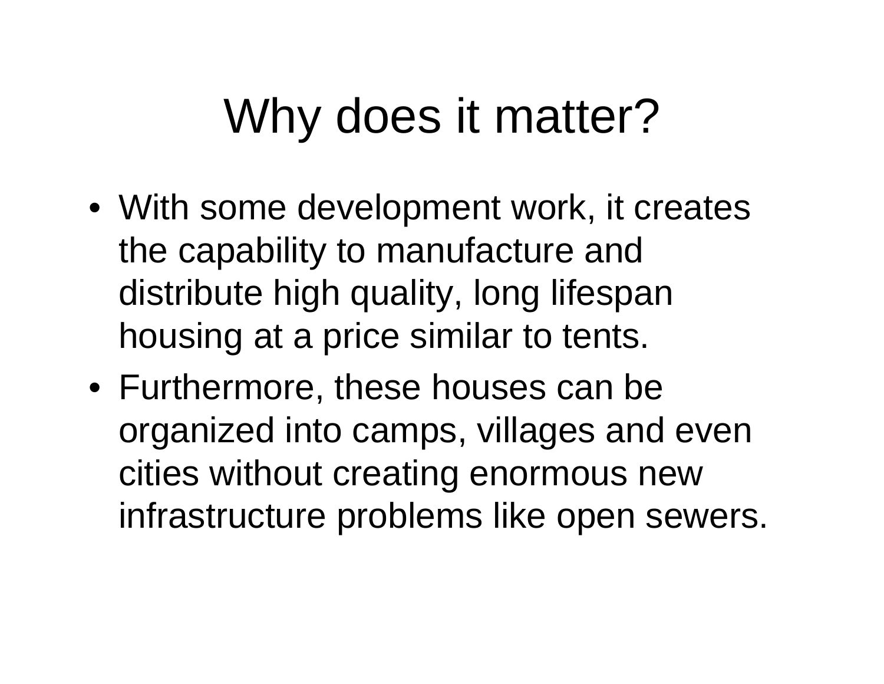# Why does it matter?

- With some development work, it creates the capability to manufacture and distribute high quality, long lifespan housing at a price similar to tents.
- Furthermore, these houses can be organized into camps, villages and even cities without creating enormous new infrastructure problems like open sewers.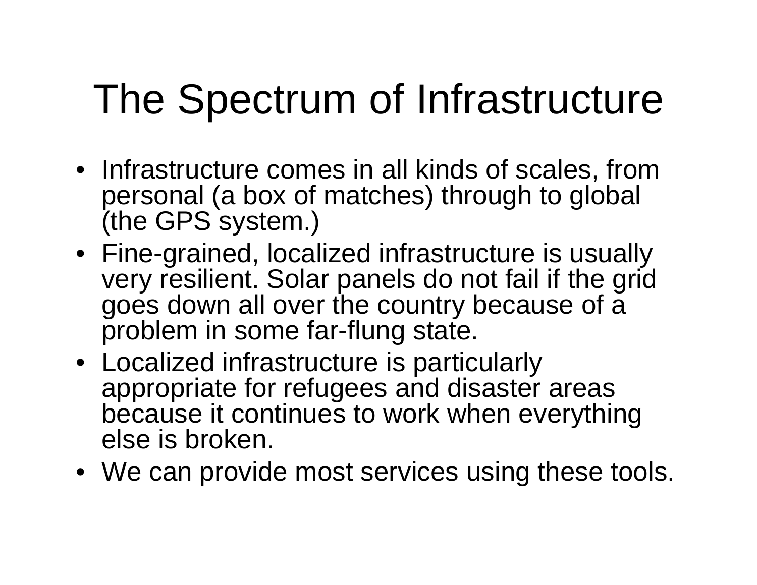# The Spectrum of Infrastructure

- Infrastructure comes in all kinds of scales, from personal (a box of matches) through to global (the GPS system.)
- Fine-grained, localized infrastructure is usually very resilient. Solar panels do not fail if the grid goes down all over the country because of a problem in some far-flung state.
- Localized infrastructure is particularly appropriate for refugees and disaster areas because it continues to work when everything else is broken.
- We can provide most services using these tools.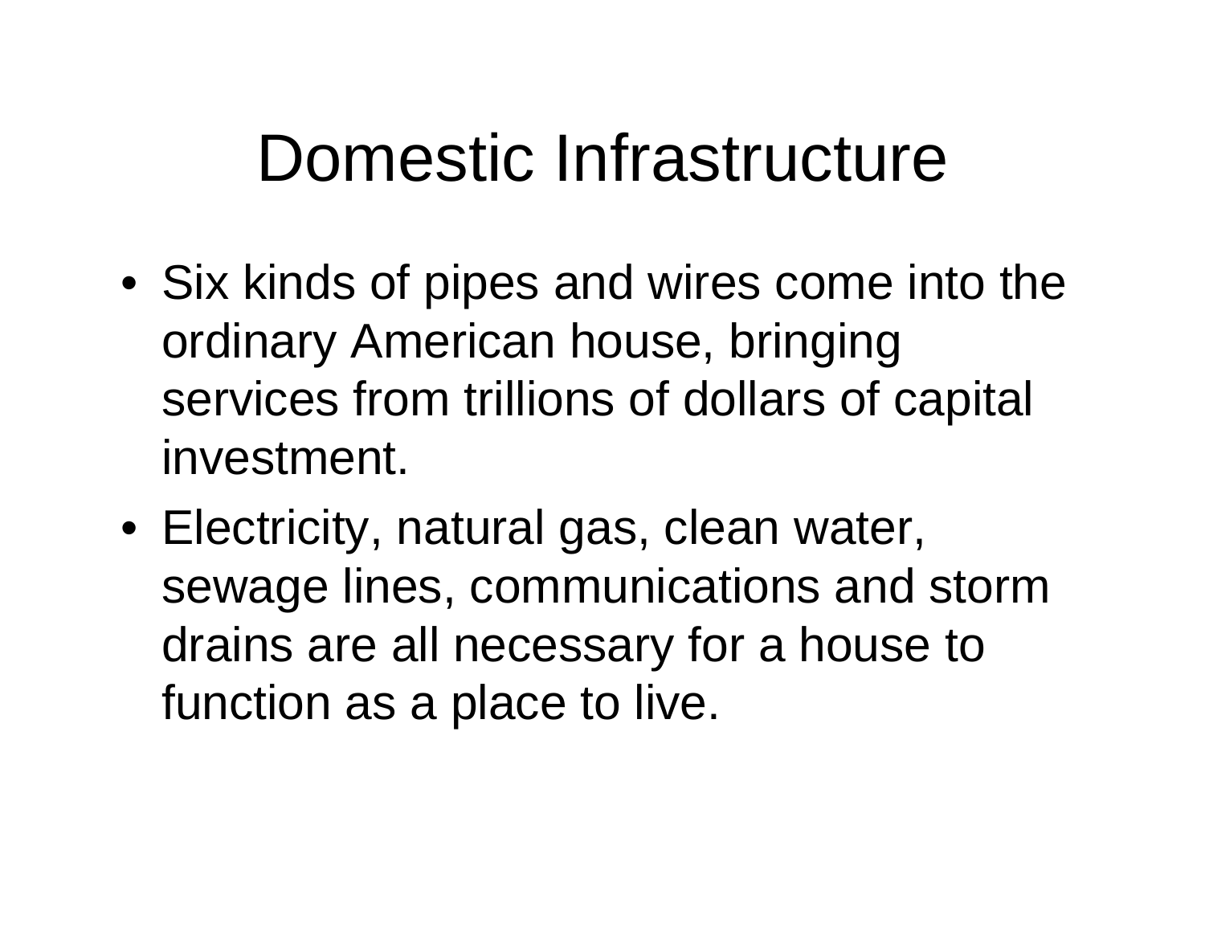# Domestic Infrastructure

- Six kinds of pipes and wires come into the ordinary American house, bringing services from trillions of dollars of capital investment.
- Electricity, natural gas, clean water, sewage lines, communications and storm drains are all necessary for a house to function as a place to live.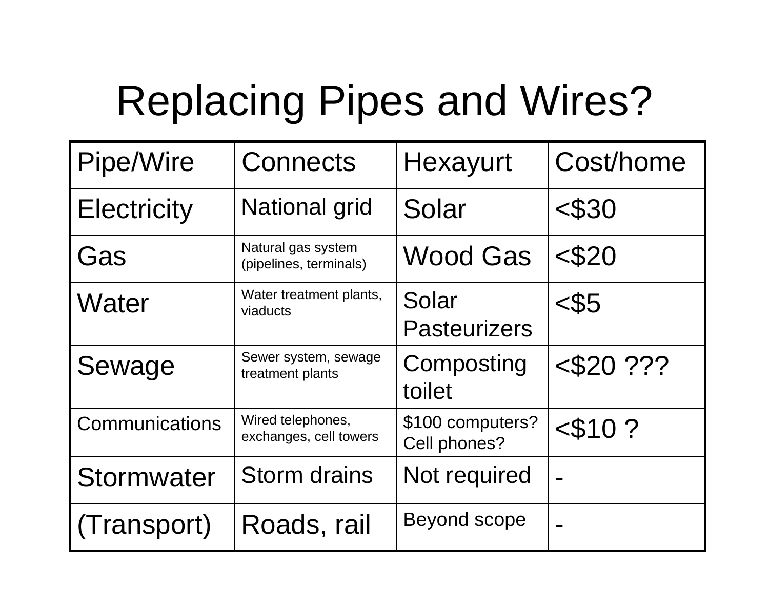# Replacing Pipes and Wires?

| Pipe/Wire | Connects | Hexayurt | Cost/home |
|---|---|---|---|
| Electricity | National grid | Solar | <$30 |
| Gas | Natural gas system (pipelines, terminals) | Wood Gas | <$20 |
| Water | Water treatment plants, viaducts | Solar Pasteurizers | <$5 |
| Sewage | Sewer system, sewage treatment plants | Composting toilet | <$20 ??? |
| Communications | Wired telephones, exchanges, cell towers | $100 computers? Cell phones? | <$10 ? |
| Stormwater | Storm drains | Not required | - |
| (Transport) | Roads, rail | Beyond scope | - |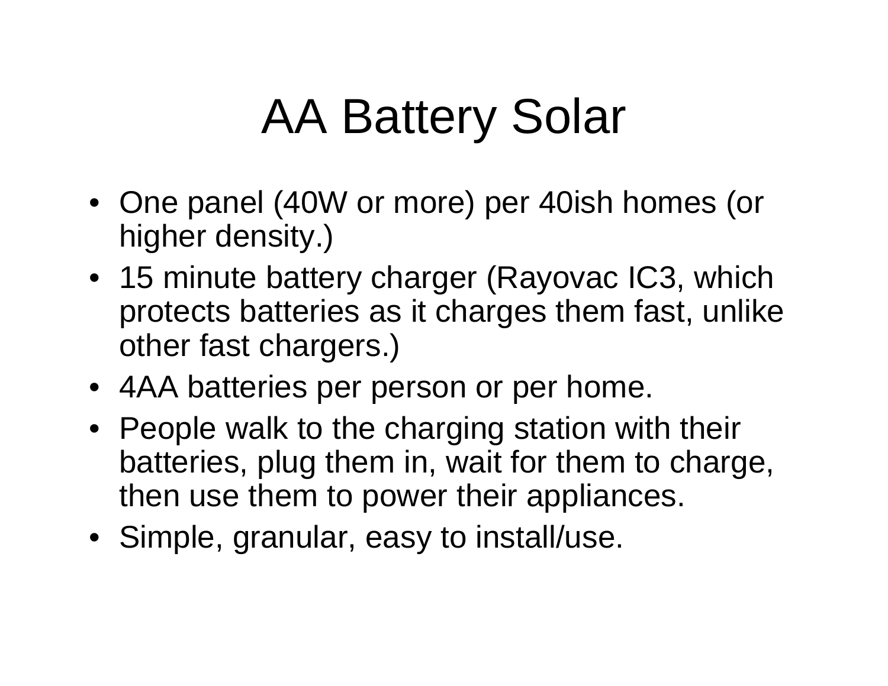# AA Battery Solar

- One panel (40W or more) per 40ish homes (or higher density.)
- 15 minute battery charger (Rayovac IC3, which protects batteries as it charges them fast, unlike other fast chargers.)
- 4AA batteries per person or per home.
- People walk to the charging station with their batteries, plug them in, wait for them to charge, then use them to power their appliances.
- Simple, granular, easy to install/use.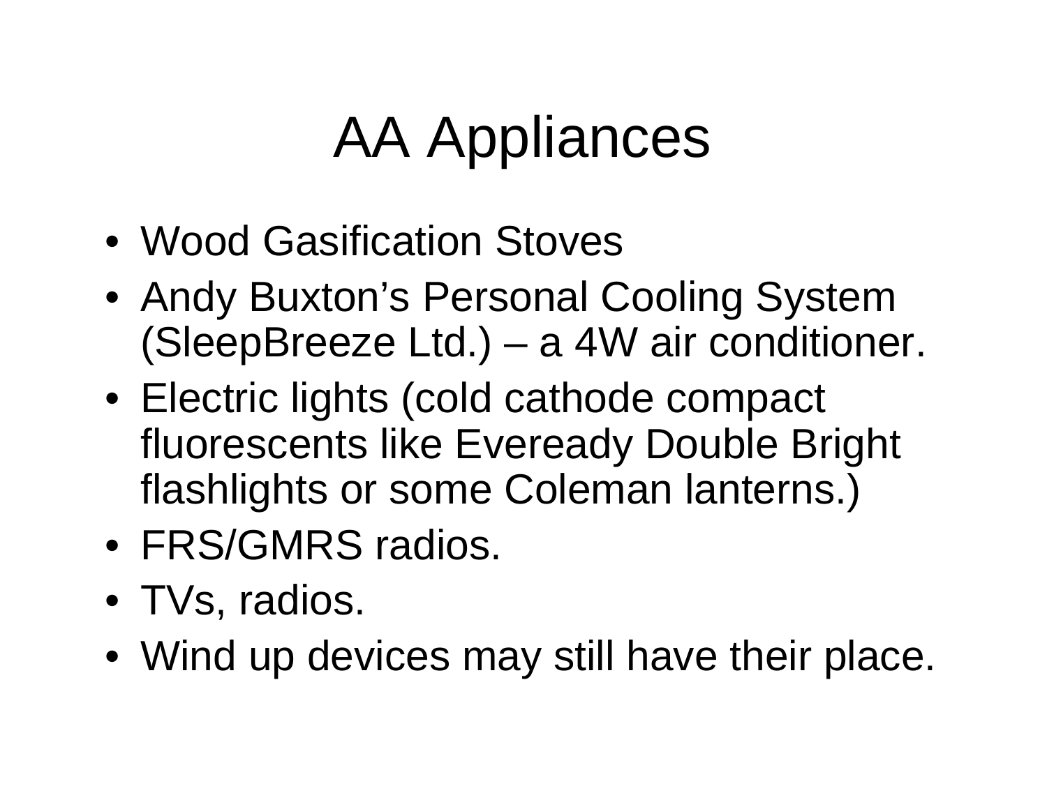# AA Appliances

- Wood Gasification Stoves
- Andy Buxton's Personal Cooling System (SleepBreeze Ltd.) – a 4W air conditioner.
- Electric lights (cold cathode compact fluorescents like Eveready Double Bright flashlights or some Coleman lanterns.)
- FRS/GMRS radios.
- TVs, radios.
- Wind up devices may still have their place.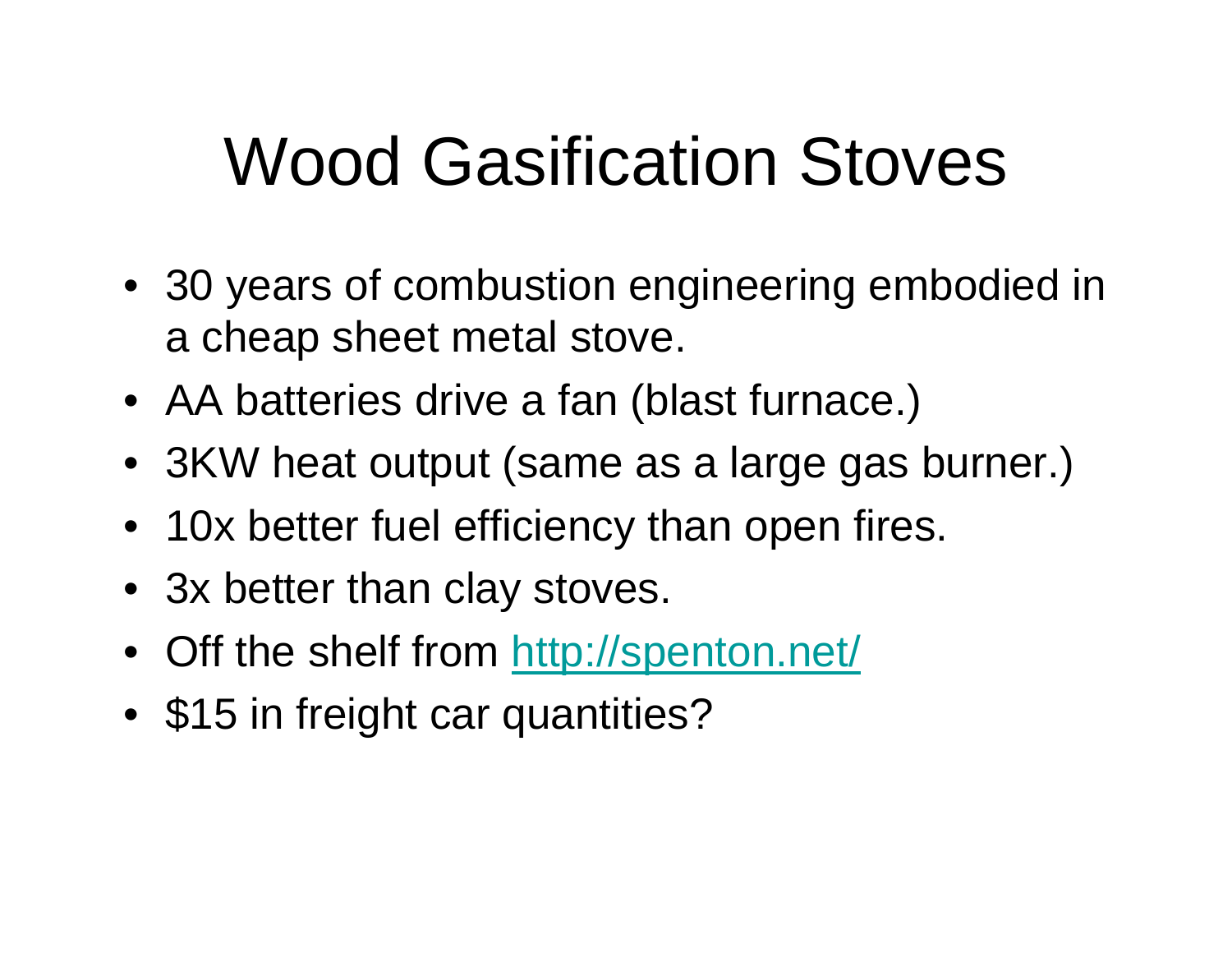# Wood Gasification Stoves

- 30 years of combustion engineering embodied in a cheap sheet metal stove.
- AA batteries drive a fan (blast furnace.)
- 3KW heat output (same as a large gas burner.)
- 10x better fuel efficiency than open fires.
- 3x better than clay stoves.
- Off the shelf from http://spenton.net/
- $15 in freight car quantities?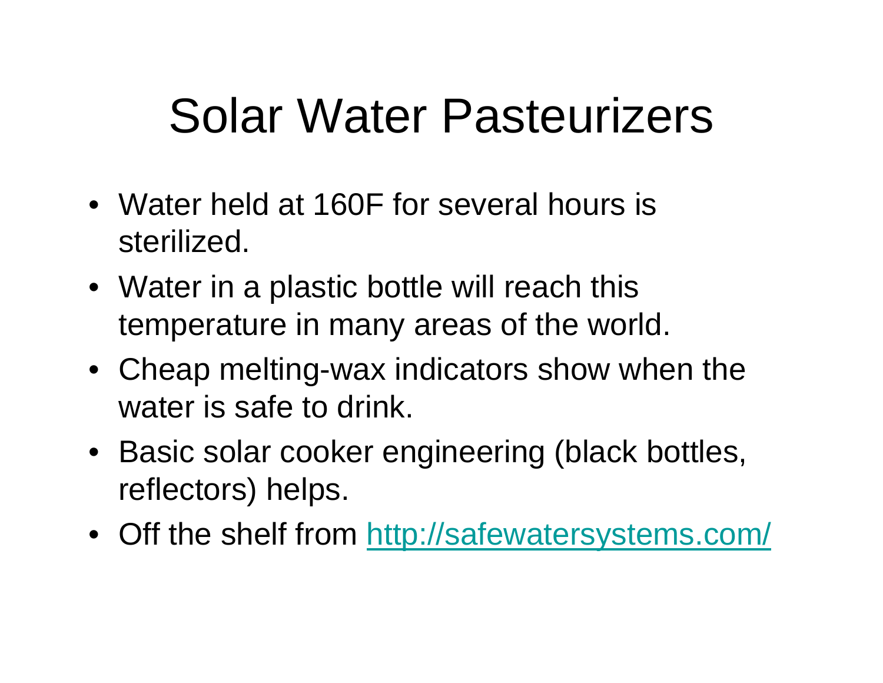# Solar Water Pasteurizers

- Water held at 160F for several hours is sterilized.
- Water in a plastic bottle will reach this temperature in many areas of the world.
- Cheap melting-wax indicators show when the water is safe to drink.
- Basic solar cooker engineering (black bottles, reflectors) helps.
- Off the shelf from [http://safewatersystems.com/](http://safewatersystems.com/)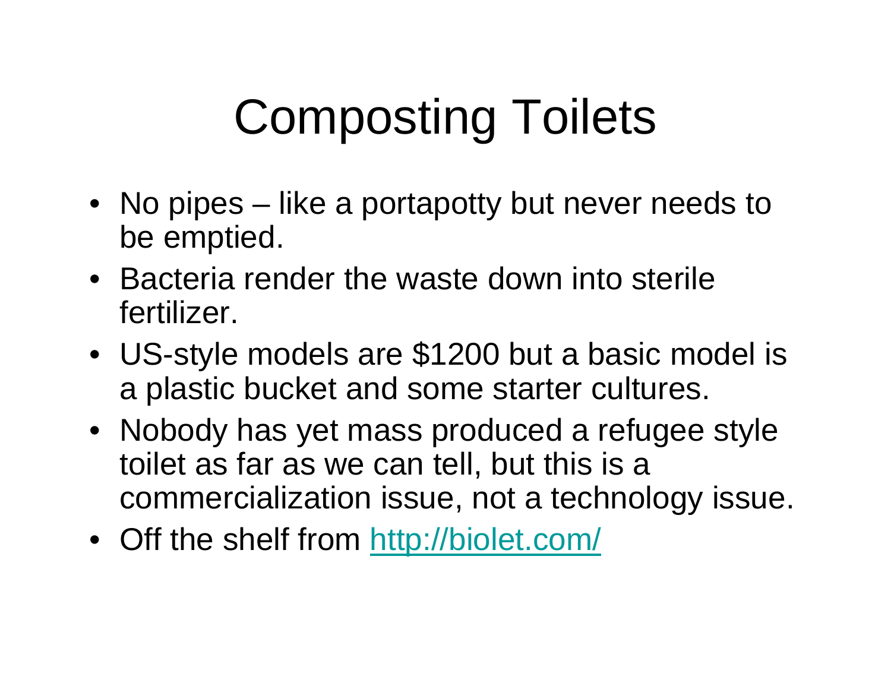# Composting Toilets

- No pipes – like a portapotty but never needs to be emptied.
- Bacteria render the waste down into sterile fertilizer.
- US-style models are $1200 but a basic model is a plastic bucket and some starter cultures.
- Nobody has yet mass produced a refugee style toilet as far as we can tell, but this is a commercialization issue, not a technology issue.
- Off the shelf from [http://biolet.com/](http://biolet.com/)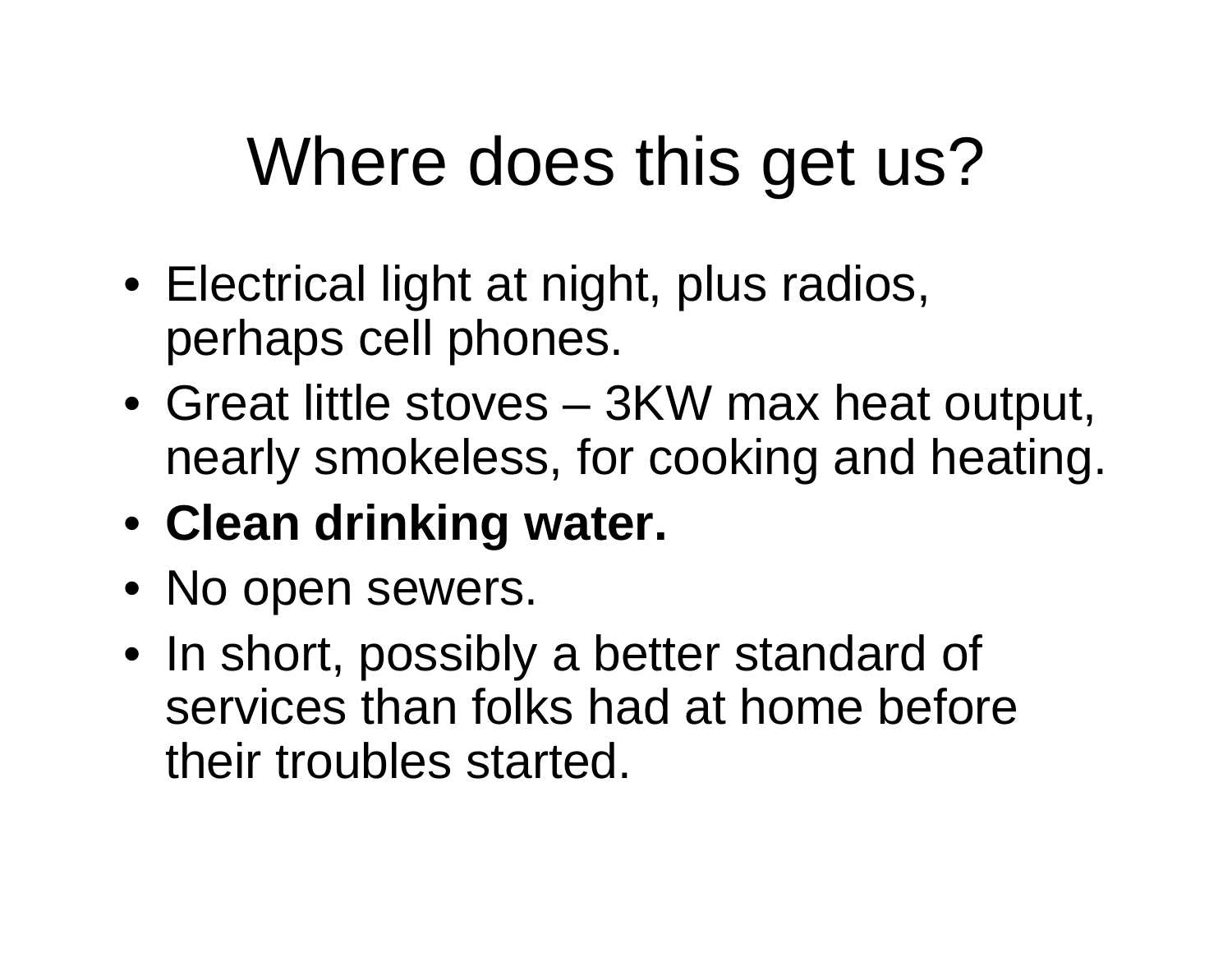# Where does this get us?

- Electrical light at night, plus radios, perhaps cell phones.
- Great little stoves – 3KW max heat output, nearly smokeless, for cooking and heating.
- **Clean drinking water.**
- No open sewers.
- In short, possibly a better standard of services than folks had at home before their troubles started.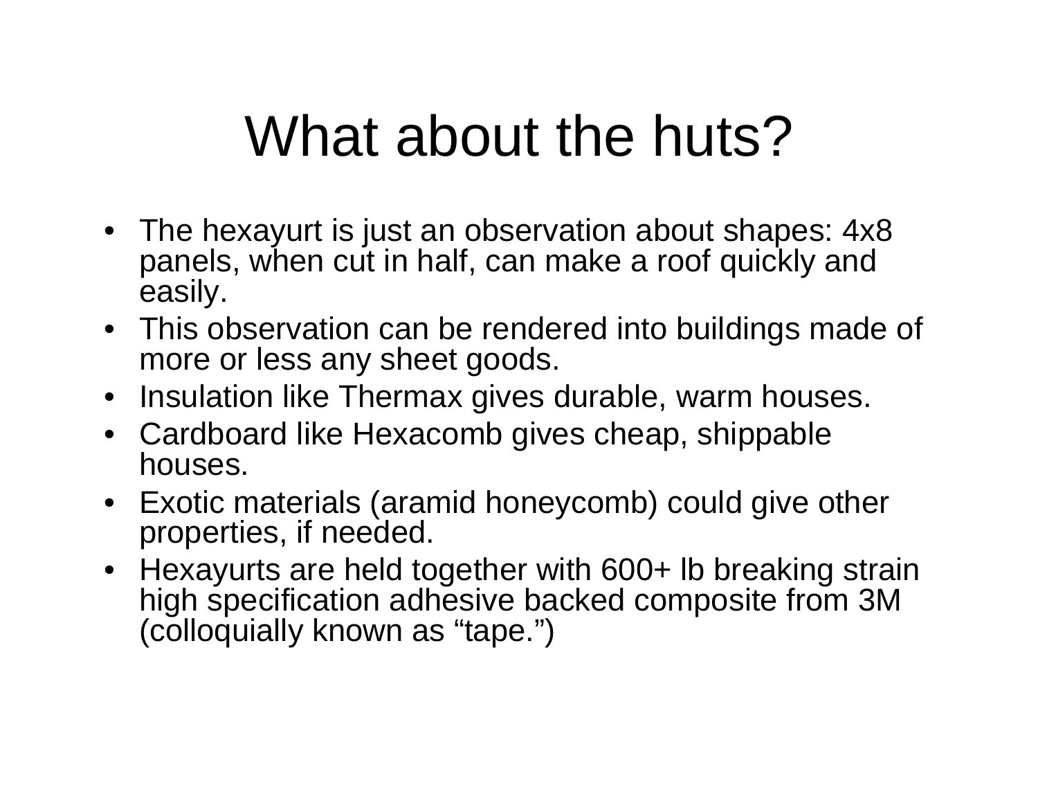# What about the huts?

- The hexayurt is just an observation about shapes: 4x8 panels, when cut in half, can make a roof quickly and easily.
- This observation can be rendered into buildings made of more or less any sheet goods.
- Insulation like Thermax gives durable, warm houses.
- Cardboard like Hexacomb gives cheap, shippable houses.
- Exotic materials (aramid honeycomb) could give other properties, if needed.
- Hexayurts are held together with 600+ lb breaking strain high specification adhesive backed composite from 3M (colloquially known as "tape.")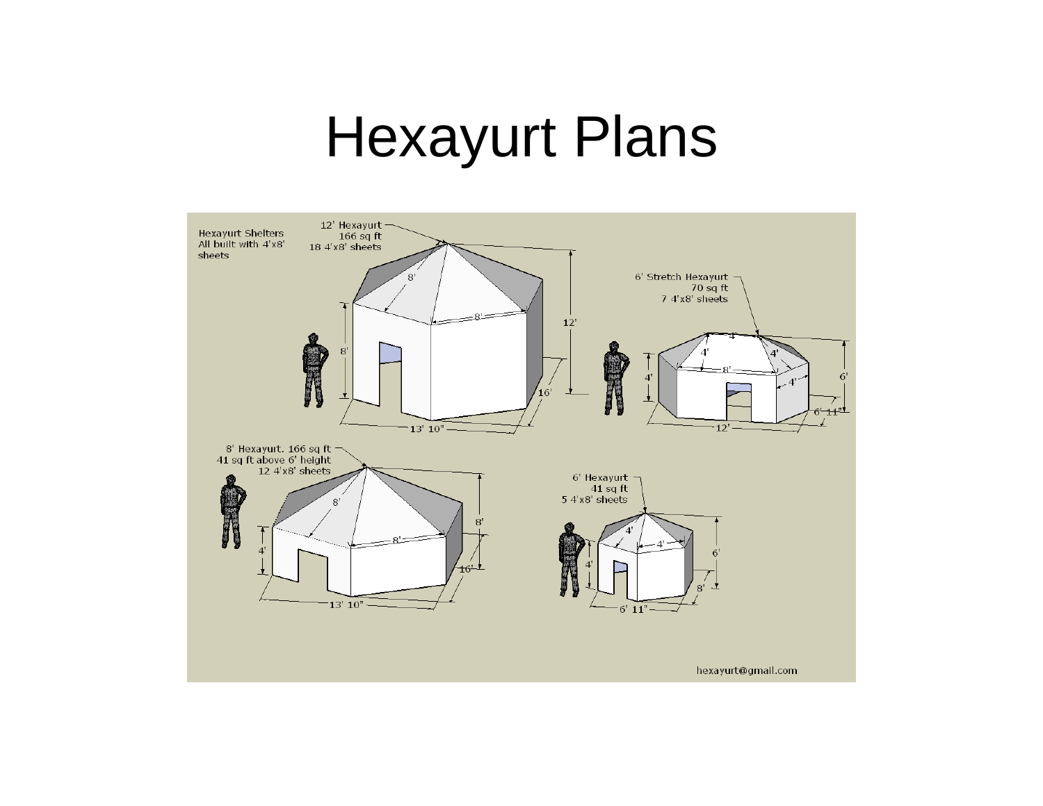# Hexayurt Plans

Hexayurt Shelters
All built with 4'x8' sheets

12' Hexayurt
166 sq ft
18 4'x8' sheets

6' Stretch Hexayurt
70 sq ft
7 4'x8' sheets

8' Hexayurt. 166 sq ft
41 sq ft above 6' height
12 4'x8' sheets

6' Hexayurt
41 sq ft
5 4'x8' sheets

hexayurt@gmail.com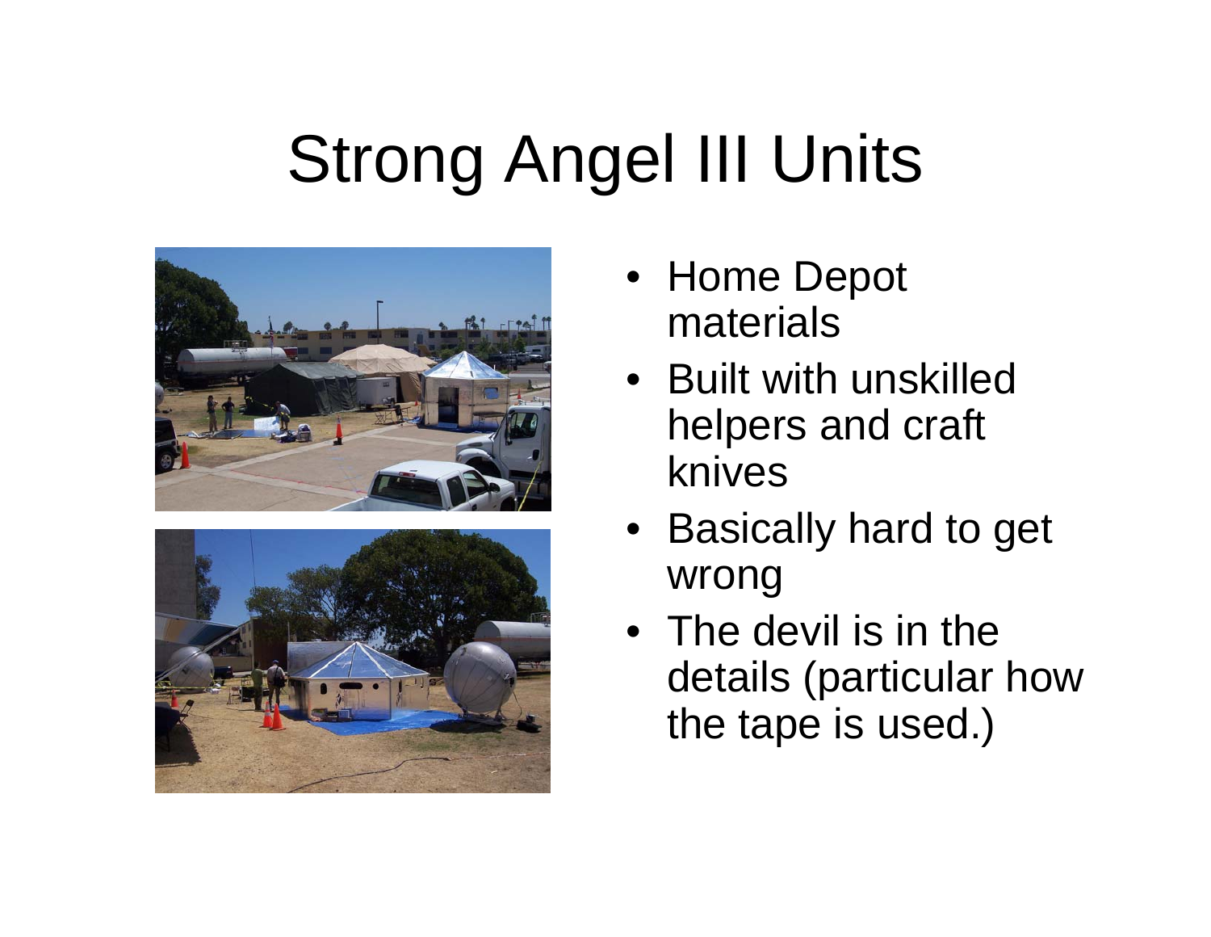# Strong Angel III Units

- Home Depot materials
- Built with unskilled helpers and craft knives
- Basically hard to get wrong
- The devil is in the details (particular how the tape is used.)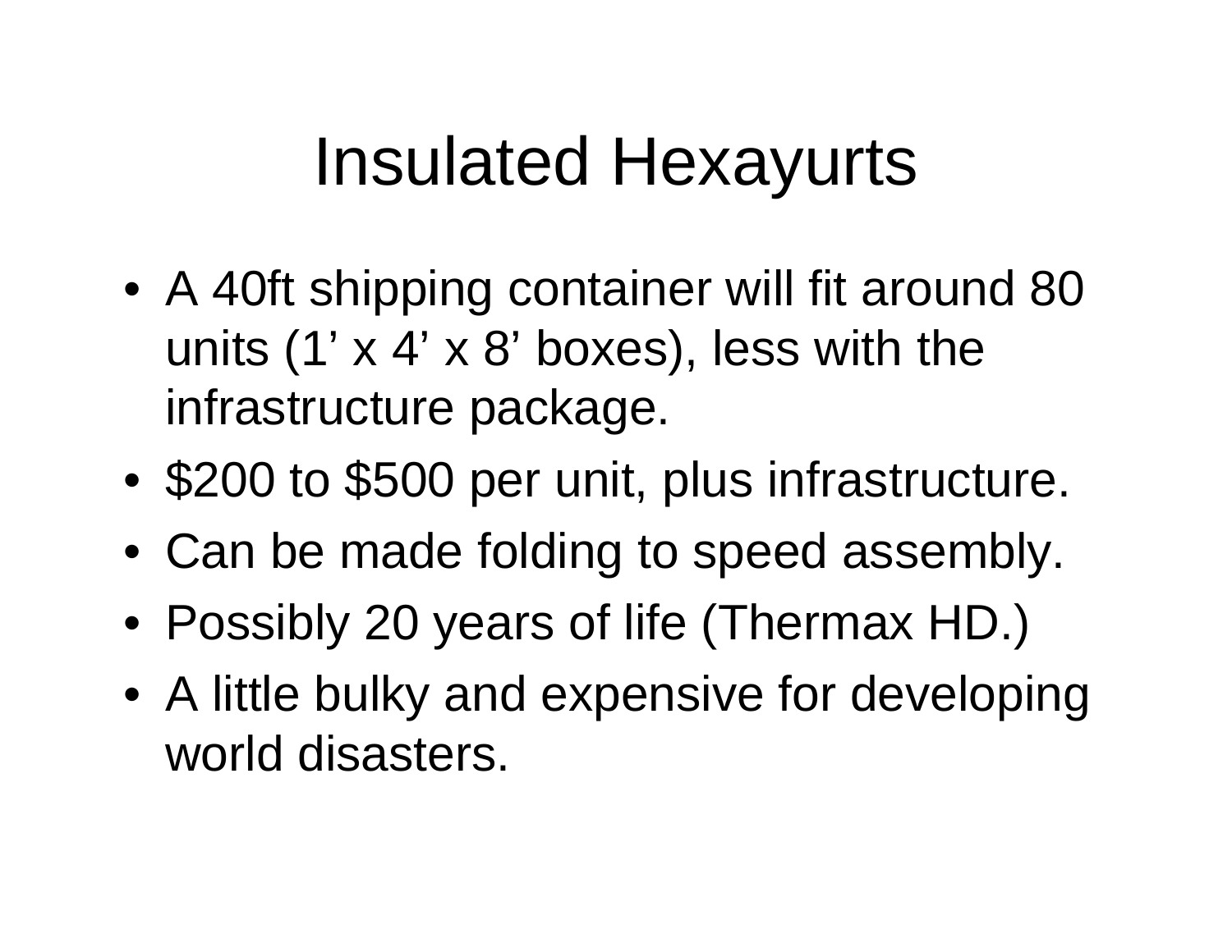# Insulated Hexayurts

- A 40ft shipping container will fit around 80 units (1’ x 4’ x 8’ boxes), less with the infrastructure package.
- $200 to $500 per unit, plus infrastructure.
- Can be made folding to speed assembly.
- Possibly 20 years of life (Thermax HD.)
- A little bulky and expensive for developing world disasters.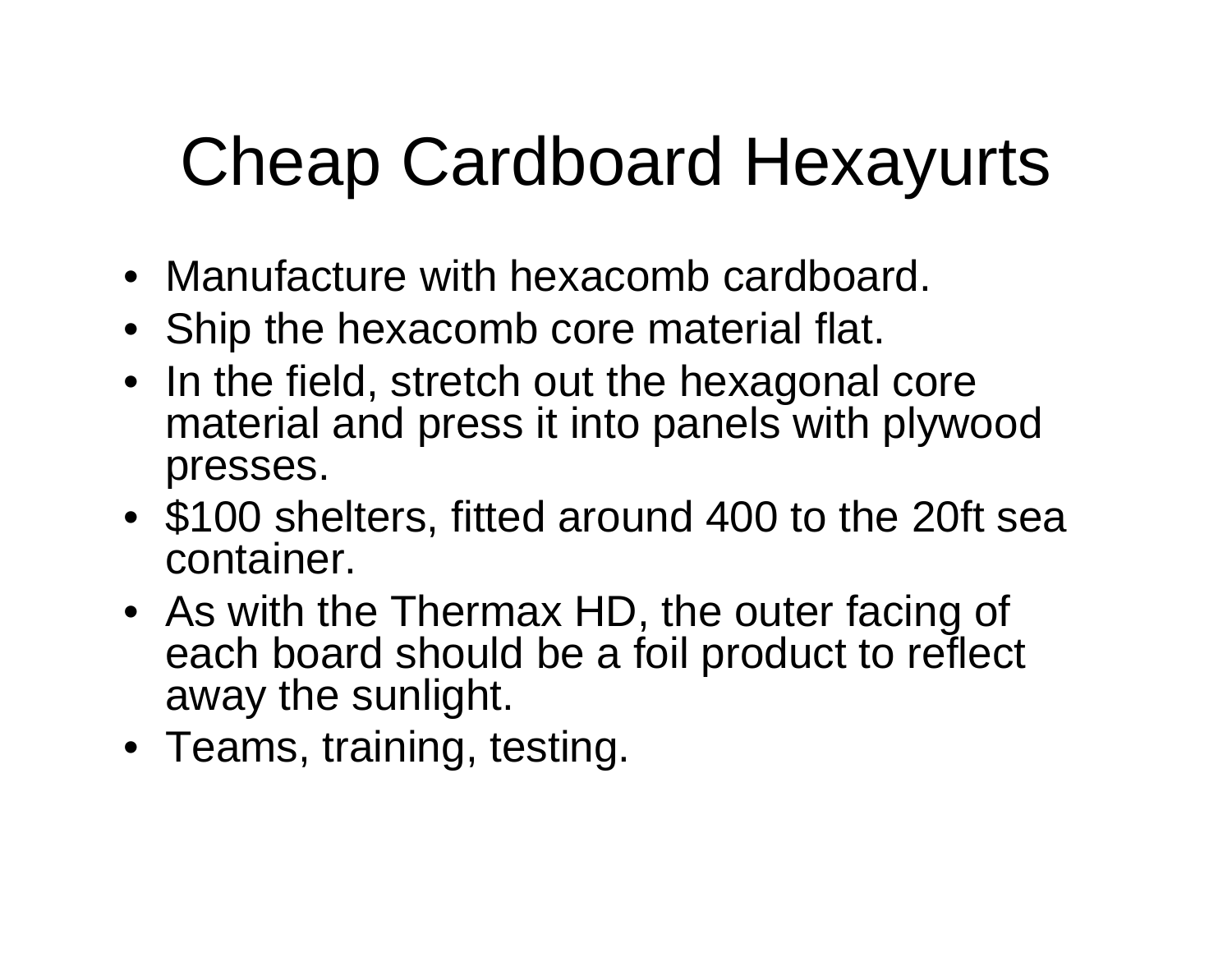# Cheap Cardboard Hexayurts

- Manufacture with hexacomb cardboard.
- Ship the hexacomb core material flat.
- In the field, stretch out the hexagonal core material and press it into panels with plywood presses.
- $100 shelters, fitted around 400 to the 20ft sea container.
- As with the Thermax HD, the outer facing of each board should be a foil product to reflect away the sunlight.
- Teams, training, testing.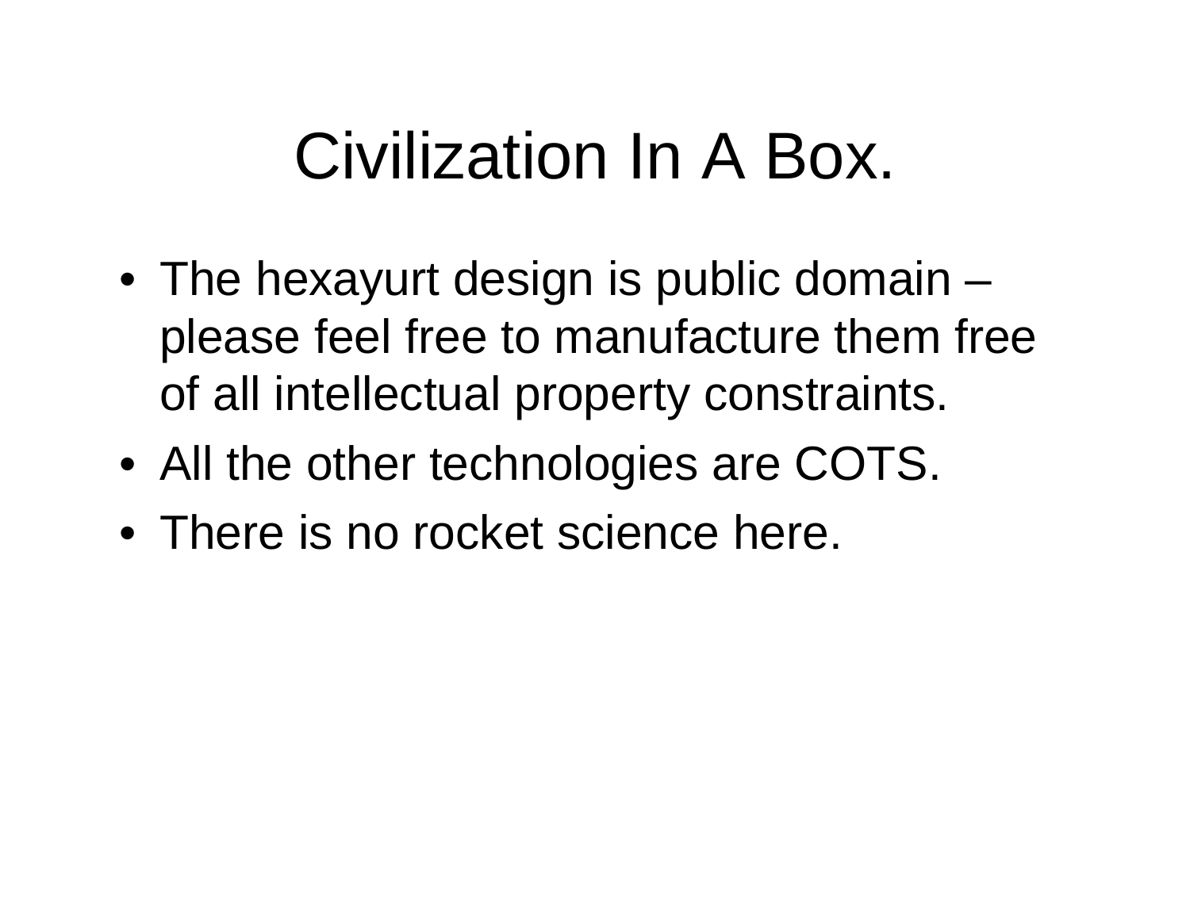# Civilization In A Box.

- The hexayurt design is public domain – please feel free to manufacture them free of all intellectual property constraints.
- All the other technologies are COTS.
- There is no rocket science here.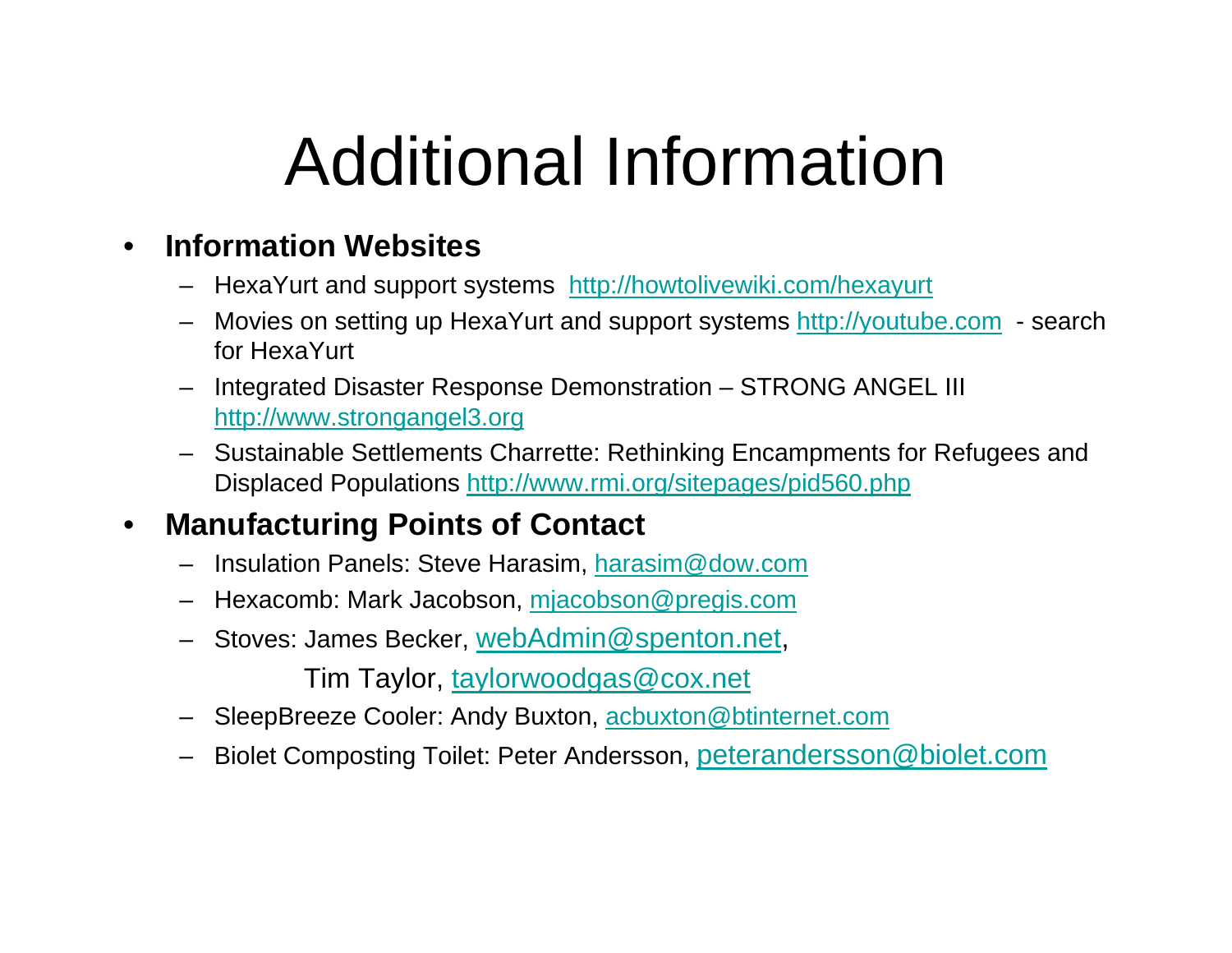# Additional Information

- **Information Websites**
  - HexaYurt and support systems http://howtolivewiki.com/hexayurt
  - Movies on setting up HexaYurt and support systems http://youtube.com - search for HexaYurt
  - Integrated Disaster Response Demonstration – STRONG ANGEL III http://www.strongangel3.org
  - Sustainable Settlements Charrette: Rethinking Encampments for Refugees and Displaced Populations http://www.rmi.org/sitepages/pid560.php
- **Manufacturing Points of Contact**
  - Insulation Panels: Steve Harasim, harasim@dow.com
  - Hexacomb: Mark Jacobson, mjacobson@pregis.com
  - Stoves: James Becker, webAdmin@spenton.net,
    Tim Taylor, taylorwoodgas@cox.net
  - SleepBreeze Cooler: Andy Buxton, acbuxton@btinternet.com
  - Biolet Composting Toilet: Peter Andersson, peterandersson@biolet.com